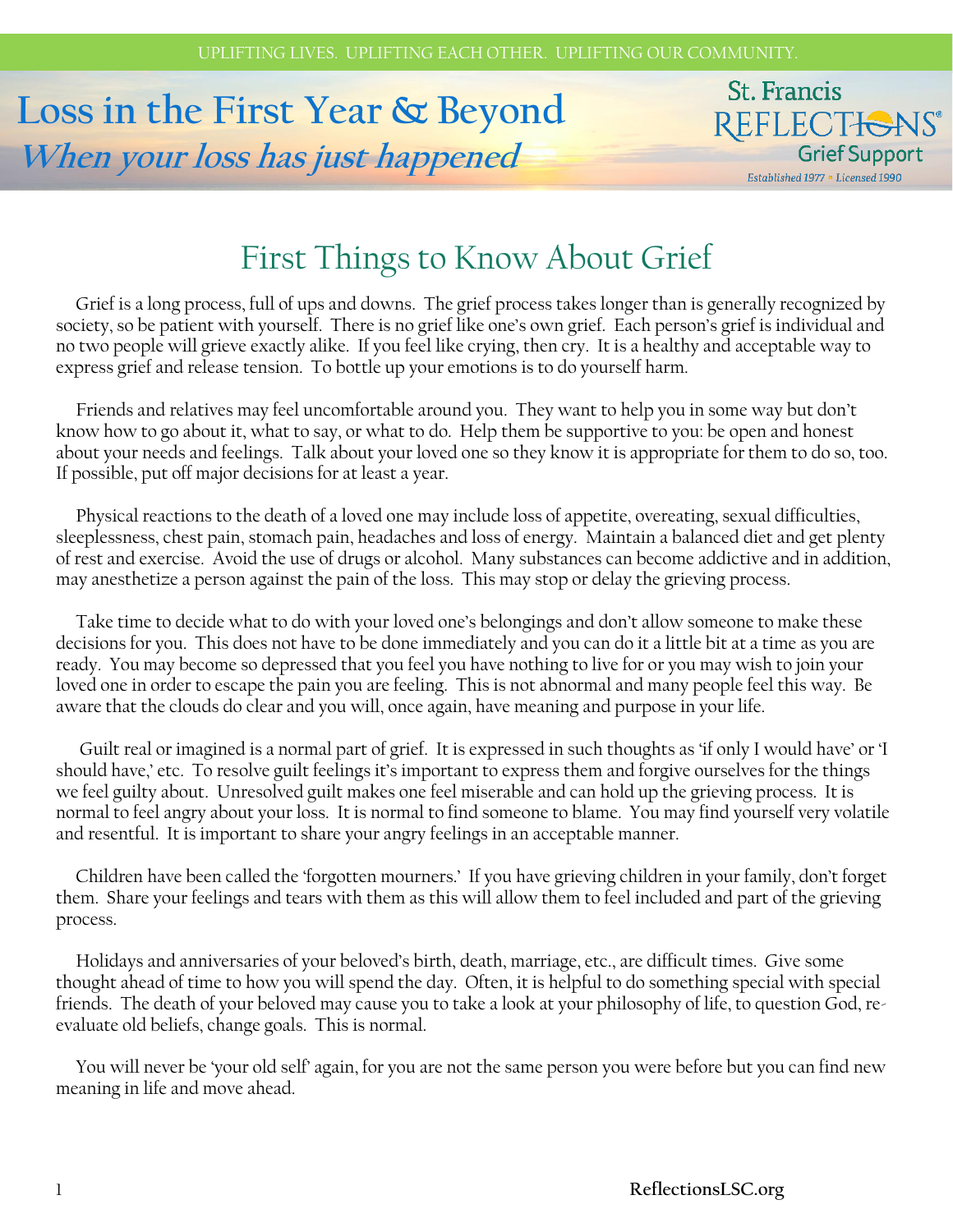UPLIFTING LIVES. UPLIFTING EACH OTHER. UPLIFTING OUR COMMUNITY.

# Loss in the First Year & Beyond

***When your loss has just happened***

St. Francis REFLECTIONS® Grief Support

*Established 1977 • Licensed 1990*

## First Things to Know About Grief

Grief is a long process, full of ups and downs. The grief process takes longer than is generally recognized by society, so be patient with yourself. There is no grief like one's own grief. Each person's grief is individual and no two people will grieve exactly alike. If you feel like crying, then cry. It is a healthy and acceptable way to express grief and release tension. To bottle up your emotions is to do yourself harm.

Friends and relatives may feel uncomfortable around you. They want to help you in some way but don't know how to go about it, what to say, or what to do. Help them be supportive to you: be open and honest about your needs and feelings. Talk about your loved one so they know it is appropriate for them to do so, too. If possible, put off major decisions for at least a year.

Physical reactions to the death of a loved one may include loss of appetite, overeating, sexual difficulties, sleeplessness, chest pain, stomach pain, headaches and loss of energy. Maintain a balanced diet and get plenty of rest and exercise. Avoid the use of drugs or alcohol. Many substances can become addictive and in addition, may anesthetize a person against the pain of the loss. This may stop or delay the grieving process.

Take time to decide what to do with your loved one's belongings and don't allow someone to make these decisions for you. This does not have to be done immediately and you can do it a little bit at a time as you are ready. You may become so depressed that you feel you have nothing to live for or you may wish to join your loved one in order to escape the pain you are feeling. This is not abnormal and many people feel this way. Be aware that the clouds do clear and you will, once again, have meaning and purpose in your life.

Guilt real or imagined is a normal part of grief. It is expressed in such thoughts as 'if only I would have' or 'I should have,' etc. To resolve guilt feelings it's important to express them and forgive ourselves for the things we feel guilty about. Unresolved guilt makes one feel miserable and can hold up the grieving process. It is normal to feel angry about your loss. It is normal to find someone to blame. You may find yourself very volatile and resentful. It is important to share your angry feelings in an acceptable manner.

Children have been called the 'forgotten mourners.' If you have grieving children in your family, don't forget them. Share your feelings and tears with them as this will allow them to feel included and part of the grieving process.

Holidays and anniversaries of your beloved's birth, death, marriage, etc., are difficult times. Give some thought ahead of time to how you will spend the day. Often, it is helpful to do something special with special friends. The death of your beloved may cause you to take a look at your philosophy of life, to question God, re-evaluate old beliefs, change goals. This is normal.

You will never be 'your old self' again, for you are not the same person you were before but you can find new meaning in life and move ahead.

ReflectionsLSC.org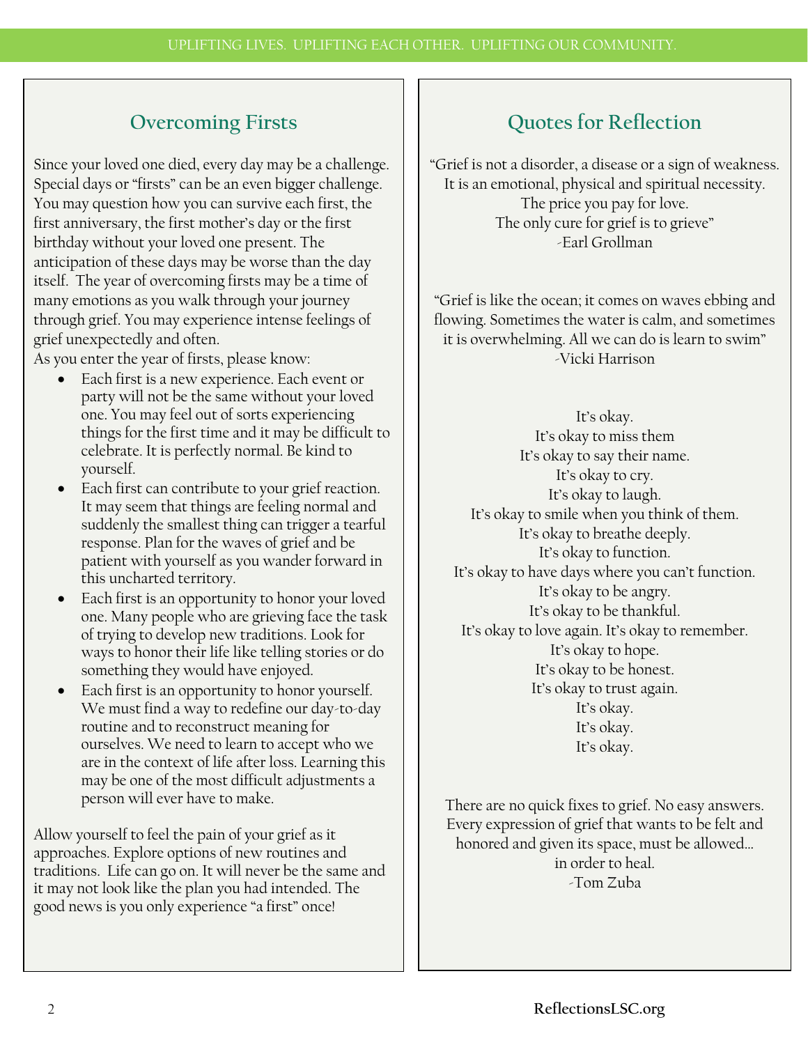## Overcoming Firsts

Since your loved one died, every day may be a challenge. Special days or "firsts" can be an even bigger challenge. You may question how you can survive each first, the first anniversary, the first mother's day or the first birthday without your loved one present. The anticipation of these days may be worse than the day itself. The year of overcoming firsts may be a time of many emotions as you walk through your journey through grief. You may experience intense feelings of grief unexpectedly and often.

As you enter the year of firsts, please know:

- Each first is a new experience. Each event or party will not be the same without your loved one. You may feel out of sorts experiencing things for the first time and it may be difficult to celebrate. It is perfectly normal. Be kind to yourself.
- Each first can contribute to your grief reaction. It may seem that things are feeling normal and suddenly the smallest thing can trigger a tearful response. Plan for the waves of grief and be patient with yourself as you wander forward in this uncharted territory.
- Each first is an opportunity to honor your loved one. Many people who are grieving face the task of trying to develop new traditions. Look for ways to honor their life like telling stories or do something they would have enjoyed.
- Each first is an opportunity to honor yourself. We must find a way to redefine our day-to-day routine and to reconstruct meaning for ourselves. We need to learn to accept who we are in the context of life after loss. Learning this may be one of the most difficult adjustments a person will ever have to make.

Allow yourself to feel the pain of your grief as it approaches. Explore options of new routines and traditions. Life can go on. It will never be the same and it may not look like the plan you had intended. The good news is you only experience "a first" once!

## Quotes for Reflection

"Grief is not a disorder, a disease or a sign of weakness.
It is an emotional, physical and spiritual necessity.
The price you pay for love.
The only cure for grief is to grieve"
-Earl Grollman

"Grief is like the ocean; it comes on waves ebbing and flowing. Sometimes the water is calm, and sometimes it is overwhelming. All we can do is learn to swim"
-Vicki Harrison

It's okay.
It's okay to miss them
It's okay to say their name.
It's okay to cry.
It's okay to laugh.
It's okay to smile when you think of them.
It's okay to breathe deeply.
It's okay to function.
It's okay to have days where you can't function.
It's okay to be angry.
It's okay to be thankful.
It's okay to love again. It's okay to remember.
It's okay to hope.
It's okay to be honest.
It's okay to trust again.
It's okay.
It's okay.
It's okay.

There are no quick fixes to grief. No easy answers.
Every expression of grief that wants to be felt and honored and given its space, must be allowed…
in order to heal.
-Tom Zuba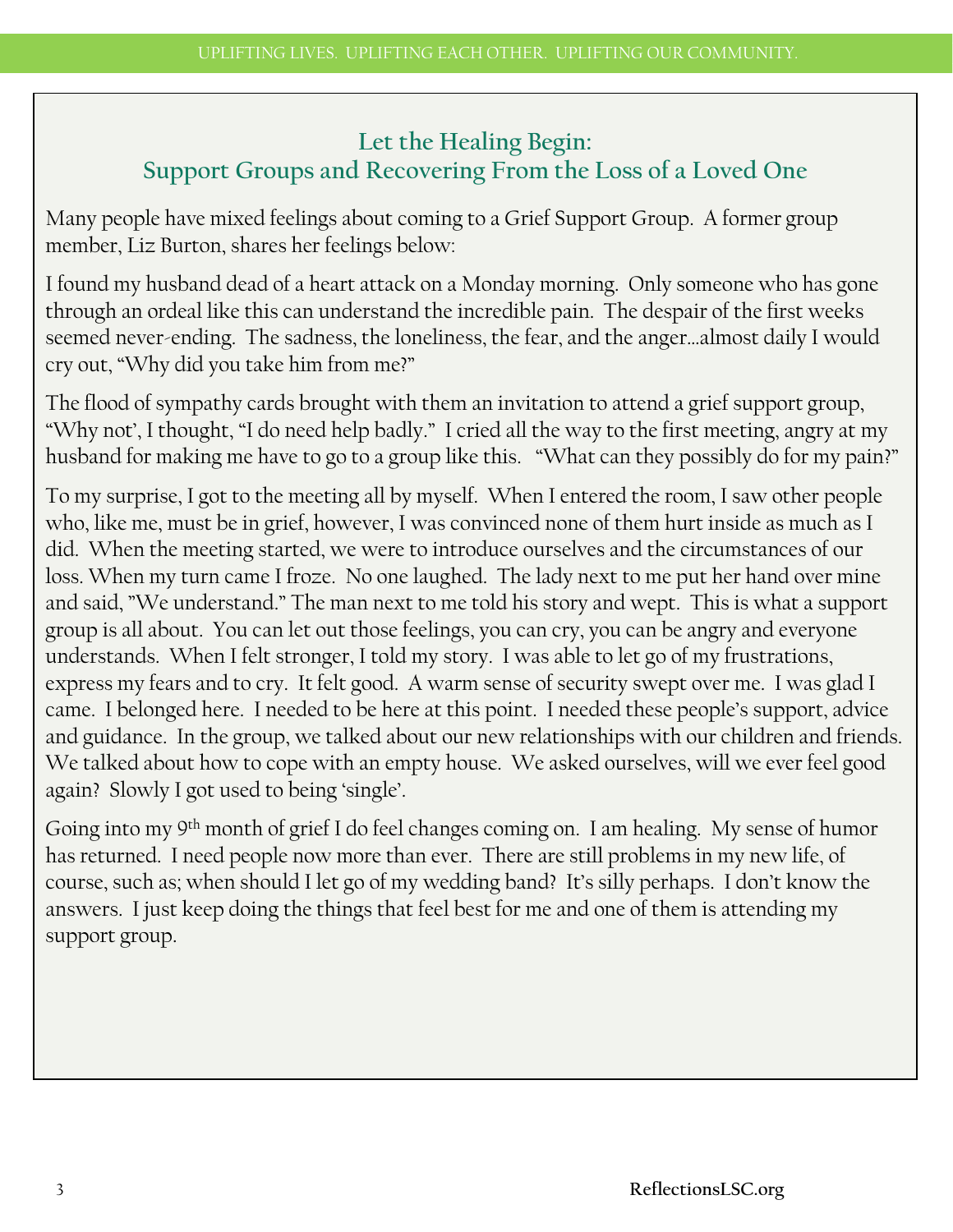## Let the Healing Begin:
## Support Groups and Recovering From the Loss of a Loved One

Many people have mixed feelings about coming to a Grief Support Group. A former group member, Liz Burton, shares her feelings below:

I found my husband dead of a heart attack on a Monday morning. Only someone who has gone through an ordeal like this can understand the incredible pain. The despair of the first weeks seemed never-ending. The sadness, the loneliness, the fear, and the anger…almost daily I would cry out, "Why did you take him from me?"

The flood of sympathy cards brought with them an invitation to attend a grief support group, "Why not', I thought, "I do need help badly." I cried all the way to the first meeting, angry at my husband for making me have to go to a group like this. "What can they possibly do for my pain?"

To my surprise, I got to the meeting all by myself. When I entered the room, I saw other people who, like me, must be in grief, however, I was convinced none of them hurt inside as much as I did. When the meeting started, we were to introduce ourselves and the circumstances of our loss. When my turn came I froze. No one laughed. The lady next to me put her hand over mine and said, "We understand." The man next to me told his story and wept. This is what a support group is all about. You can let out those feelings, you can cry, you can be angry and everyone understands. When I felt stronger, I told my story. I was able to let go of my frustrations, express my fears and to cry. It felt good. A warm sense of security swept over me. I was glad I came. I belonged here. I needed to be here at this point. I needed these people's support, advice and guidance. In the group, we talked about our new relationships with our children and friends. We talked about how to cope with an empty house. We asked ourselves, will we ever feel good again? Slowly I got used to being 'single'.

Going into my 9th month of grief I do feel changes coming on. I am healing. My sense of humor has returned. I need people now more than ever. There are still problems in my new life, of course, such as; when should I let go of my wedding band? It's silly perhaps. I don't know the answers. I just keep doing the things that feel best for me and one of them is attending my support group.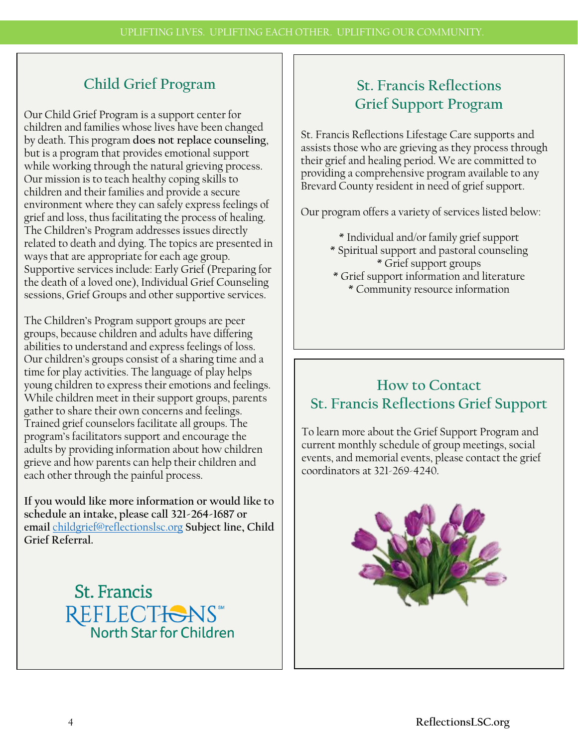## Child Grief Program

Our Child Grief Program is a support center for children and families whose lives have been changed by death. This program **does not replace counseling**, but is a program that provides emotional support while working through the natural grieving process. Our mission is to teach healthy coping skills to children and their families and provide a secure environment where they can safely express feelings of grief and loss, thus facilitating the process of healing. The Children's Program addresses issues directly related to death and dying. The topics are presented in ways that are appropriate for each age group. Supportive services include: Early Grief (Preparing for the death of a loved one), Individual Grief Counseling sessions, Grief Groups and other supportive services.

The Children's Program support groups are peer groups, because children and adults have differing abilities to understand and express feelings of loss. Our children's groups consist of a sharing time and a time for play activities. The language of play helps young children to express their emotions and feelings. While children meet in their support groups, parents gather to share their own concerns and feelings. Trained grief counselors facilitate all groups. The program's facilitators support and encourage the adults by providing information about how children grieve and how parents can help their children and each other through the painful process.

**If you would like more information or would like to schedule an intake, please call 321-264-1687 or email** childgrief@reflectionslsc.org **Subject line, Child Grief Referral.**

St. Francis REFLECTIONS℠ North Star for Children

## St. Francis Reflections Grief Support Program

St. Francis Reflections Lifestage Care supports and assists those who are grieving as they process through their grief and healing period. We are committed to providing a comprehensive program available to any Brevard County resident in need of grief support.

Our program offers a variety of services listed below:

* Individual and/or family grief support
* Spiritual support and pastoral counseling
* Grief support groups
* Grief support information and literature
* Community resource information

## How to Contact St. Francis Reflections Grief Support

To learn more about the Grief Support Program and current monthly schedule of group meetings, social events, and memorial events, please contact the grief coordinators at 321-269-4240.